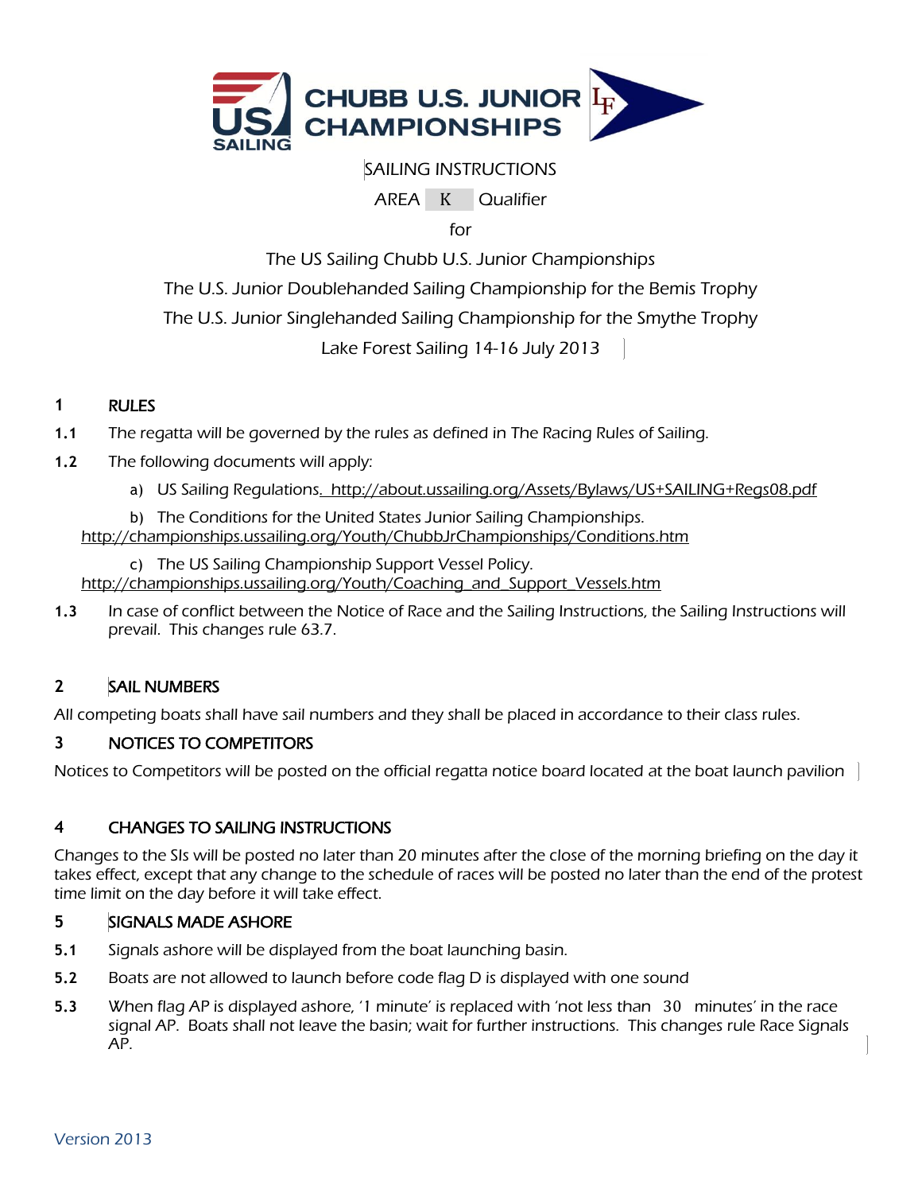# CHUBB U.S. JUNIOR CHAMPIONSHIPS

SAILING INSTRUCTIONS

AREA K Qualifier

for

The US Sailing Chubb U.S. Junior Championships

The U.S. Junior Doublehanded Sailing Championship for the Bemis Trophy

The U.S. Junior Singlehanded Sailing Championship for the Smythe Trophy

Lake Forest Sailing 14-16 July 2013

## 1 RULES

**1.1** The regatta will be governed by the rules as defined in The Racing Rules of Sailing.

**1.2** The following documents will apply:

a) US Sailing Regulations. http://about.ussailing.org/Assets/Bylaws/US+SAILING+Regs08.pdf

b) The Conditions for the United States Junior Sailing Championships. http://championships.ussailing.org/Youth/ChubbJrChampionships/Conditions.htm

c) The US Sailing Championship Support Vessel Policy. http://championships.ussailing.org/Youth/Coaching_and_Support_Vessels.htm

**1.3** In case of conflict between the Notice of Race and the Sailing Instructions, the Sailing Instructions will prevail. This changes rule 63.7.

## 2 SAIL NUMBERS

All competing boats shall have sail numbers and they shall be placed in accordance to their class rules.

## 3 NOTICES TO COMPETITORS

Notices to Competitors will be posted on the official regatta notice board located at the boat launch pavilion

## 4 CHANGES TO SAILING INSTRUCTIONS

Changes to the SIs will be posted no later than 20 minutes after the close of the morning briefing on the day it takes effect, except that any change to the schedule of races will be posted no later than the end of the protest time limit on the day before it will take effect.

## 5 SIGNALS MADE ASHORE

**5.1** Signals ashore will be displayed from the boat launching basin.

**5.2** Boats are not allowed to launch before code flag D is displayed with one sound

**5.3** When flag AP is displayed ashore, '1 minute' is replaced with 'not less than 30 minutes' in the race signal AP. Boats shall not leave the basin; wait for further instructions. This changes rule Race Signals AP.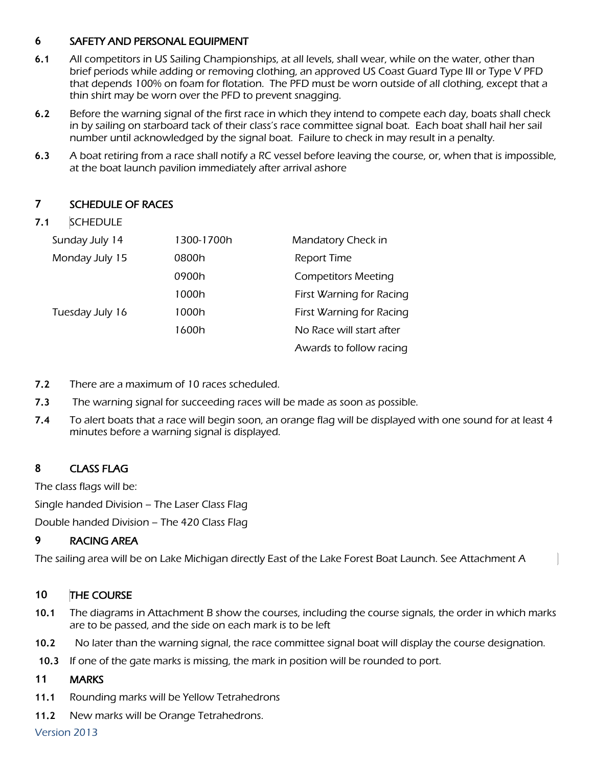## 6 SAFETY AND PERSONAL EQUIPMENT

**6.1** All competitors in US Sailing Championships, at all levels, shall wear, while on the water, other than brief periods while adding or removing clothing, an approved US Coast Guard Type III or Type V PFD that depends 100% on foam for flotation. The PFD must be worn outside of all clothing, except that a thin shirt may be worn over the PFD to prevent snagging.

**6.2** Before the warning signal of the first race in which they intend to compete each day, boats shall check in by sailing on starboard tack of their class's race committee signal boat. Each boat shall hail her sail number until acknowledged by the signal boat. Failure to check in may result in a penalty.

**6.3** A boat retiring from a race shall notify a RC vessel before leaving the course, or, when that is impossible, at the boat launch pavilion immediately after arrival ashore

## 7 SCHEDULE OF RACES

**7.1** SCHEDULE

| | | |
|---|---|---|
| Sunday July 14 | 1300-1700h | Mandatory Check in |
| Monday July 15 | 0800h | Report Time |
| | 0900h | Competitors Meeting |
| | 1000h | First Warning for Racing |
| Tuesday July 16 | 1000h | First Warning for Racing |
| | 1600h | No Race will start after |
| | | Awards to follow racing |

**7.2** There are a maximum of 10 races scheduled.

**7.3** The warning signal for succeeding races will be made as soon as possible.

**7.4** To alert boats that a race will begin soon, an orange flag will be displayed with one sound for at least 4 minutes before a warning signal is displayed.

## 8 CLASS FLAG

The class flags will be:

Single handed Division – The Laser Class Flag

Double handed Division – The 420 Class Flag

## 9 RACING AREA

The sailing area will be on Lake Michigan directly East of the Lake Forest Boat Launch. See Attachment A

## 10 THE COURSE

**10.1** The diagrams in Attachment B show the courses, including the course signals, the order in which marks are to be passed, and the side on each mark is to be left

**10.2** No later than the warning signal, the race committee signal boat will display the course designation.

**10.3** If one of the gate marks is missing, the mark in position will be rounded to port.

## 11 MARKS

**11.1** Rounding marks will be Yellow Tetrahedrons

**11.2** New marks will be Orange Tetrahedrons.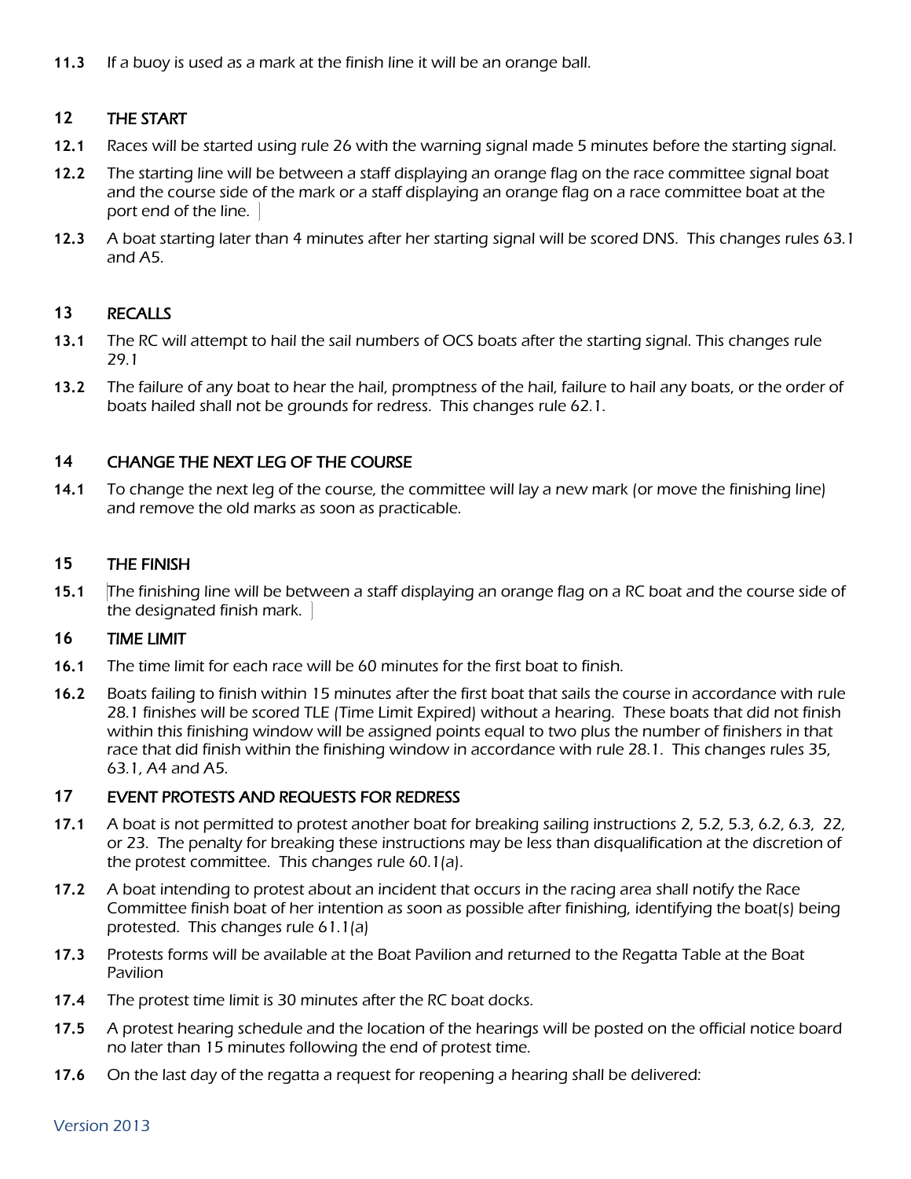**11.3** If a buoy is used as a mark at the finish line it will be an orange ball.

## 12 THE START

**12.1** Races will be started using rule 26 with the warning signal made 5 minutes before the starting signal.

**12.2** The starting line will be between a staff displaying an orange flag on the race committee signal boat and the course side of the mark or a staff displaying an orange flag on a race committee boat at the port end of the line.

**12.3** A boat starting later than 4 minutes after her starting signal will be scored DNS. This changes rules 63.1 and A5.

## 13 RECALLS

**13.1** The RC will attempt to hail the sail numbers of OCS boats after the starting signal. This changes rule 29.1

**13.2** The failure of any boat to hear the hail, promptness of the hail, failure to hail any boats, or the order of boats hailed shall not be grounds for redress. This changes rule 62.1.

## 14 CHANGE THE NEXT LEG OF THE COURSE

**14.1** To change the next leg of the course, the committee will lay a new mark (or move the finishing line) and remove the old marks as soon as practicable.

## 15 THE FINISH

**15.1** The finishing line will be between a staff displaying an orange flag on a RC boat and the course side of the designated finish mark.

## 16 TIME LIMIT

**16.1** The time limit for each race will be 60 minutes for the first boat to finish.

**16.2** Boats failing to finish within 15 minutes after the first boat that sails the course in accordance with rule 28.1 finishes will be scored TLE (Time Limit Expired) without a hearing. These boats that did not finish within this finishing window will be assigned points equal to two plus the number of finishers in that race that did finish within the finishing window in accordance with rule 28.1. This changes rules 35, 63.1, A4 and A5.

## 17 EVENT PROTESTS AND REQUESTS FOR REDRESS

**17.1** A boat is not permitted to protest another boat for breaking sailing instructions 2, 5.2, 5.3, 6.2, 6.3, 22, or 23. The penalty for breaking these instructions may be less than disqualification at the discretion of the protest committee. This changes rule 60.1(*a*).

**17.2** A boat intending to protest about an incident that occurs in the racing area shall notify the Race Committee finish boat of her intention as soon as possible after finishing, identifying the boat(s) being protested. This changes rule 61.1(*a*)

**17.3** Protests forms will be available at the Boat Pavilion and returned to the Regatta Table at the Boat Pavilion

**17.4** The protest time limit is 30 minutes after the RC boat docks.

**17.5** A protest hearing schedule and the location of the hearings will be posted on the official notice board no later than 15 minutes following the end of protest time.

**17.6** On the last day of the regatta a request for reopening a hearing shall be delivered: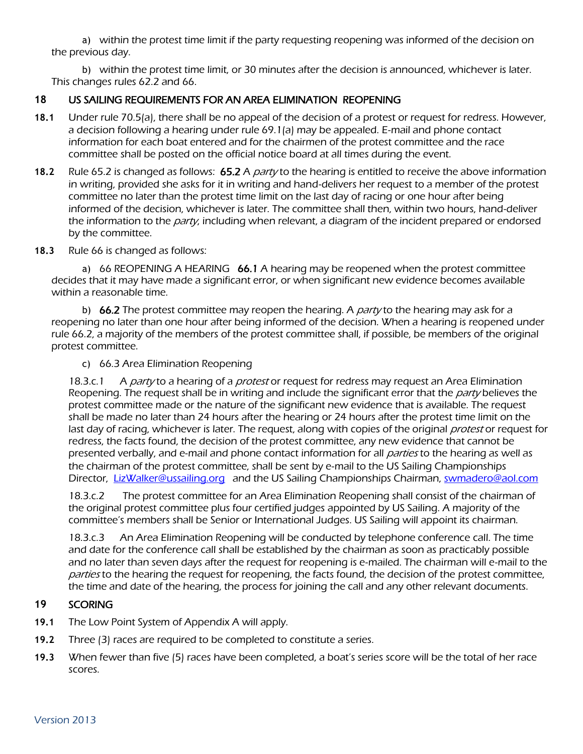a) within the protest time limit if the party requesting reopening was informed of the decision on the previous day.

b) within the protest time limit, or 30 minutes after the decision is announced, whichever is later. This changes rules 62.2 and 66.

## 18 US SAILING REQUIREMENTS FOR AN AREA ELIMINATION REOPENING

**18.1** Under rule 70.5(a), there shall be no appeal of the decision of a protest or request for redress. However, a decision following a hearing under rule 69.1(a) may be appealed. E-mail and phone contact information for each boat entered and for the chairmen of the protest committee and the race committee shall be posted on the official notice board at all times during the event.

**18.2** Rule 65.2 is changed as follows: **65.2** A *party* to the hearing is entitled to receive the above information in writing, provided she asks for it in writing and hand-delivers her request to a member of the protest committee no later than the protest time limit on the last day of racing or one hour after being informed of the decision, whichever is later. The committee shall then, within two hours, hand-deliver the information to the *party*, including when relevant, a diagram of the incident prepared or endorsed by the committee.

**18.3** Rule 66 is changed as follows:

a) 66 REOPENING A HEARING **66.1** A hearing may be reopened when the protest committee decides that it may have made a significant error, or when significant new evidence becomes available within a reasonable time.

b) **66.2** The protest committee may reopen the hearing. A *party* to the hearing may ask for a reopening no later than one hour after being informed of the decision. When a hearing is reopened under rule 66.2, a majority of the members of the protest committee shall, if possible, be members of the original protest committee.

c) 66.3 Area Elimination Reopening

18.3.c.1 A *party* to a hearing of a *protest* or request for redress may request an Area Elimination Reopening. The request shall be in writing and include the significant error that the *party* believes the protest committee made or the nature of the significant new evidence that is available. The request shall be made no later than 24 hours after the hearing or 24 hours after the protest time limit on the last day of racing, whichever is later. The request, along with copies of the original *protest* or request for redress, the facts found, the decision of the protest committee, any new evidence that cannot be presented verbally, and e-mail and phone contact information for all *parties* to the hearing as well as the chairman of the protest committee, shall be sent by e-mail to the US Sailing Championships Director, LizWalker@ussailing.org and the US Sailing Championships Chairman, swmadero@aol.com

18.3.c.2 The protest committee for an Area Elimination Reopening shall consist of the chairman of the original protest committee plus four certified judges appointed by US Sailing. A majority of the committee's members shall be Senior or International Judges. US Sailing will appoint its chairman.

18.3.c.3 An Area Elimination Reopening will be conducted by telephone conference call. The time and date for the conference call shall be established by the chairman as soon as practicably possible and no later than seven days after the request for reopening is e-mailed. The chairman will e-mail to the *parties* to the hearing the request for reopening, the facts found, the decision of the protest committee, the time and date of the hearing, the process for joining the call and any other relevant documents.

## 19 SCORING

**19.1** The Low Point System of Appendix A will apply.

**19.2** Three (3) races are required to be completed to constitute a series.

**19.3** When fewer than five (5) races have been completed, a boat's series score will be the total of her race scores.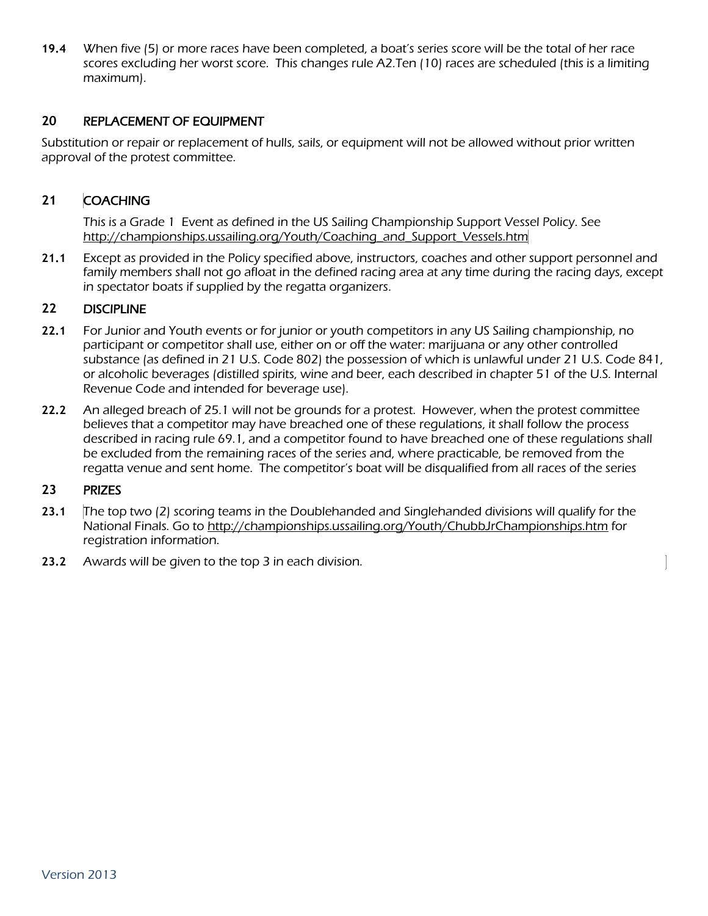**19.4** When five (5) or more races have been completed, a boat's series score will be the total of her race scores excluding her worst score. This changes rule A2.Ten (10) races are scheduled (this is a limiting maximum).

## 20 REPLACEMENT OF EQUIPMENT

Substitution or repair or replacement of hulls, sails, or equipment will not be allowed without prior written approval of the protest committee.

## 21 COACHING

This is a Grade 1 Event as defined in the US Sailing Championship Support Vessel Policy. See http://championships.ussailing.org/Youth/Coaching_and_Support_Vessels.htm

**21.1** Except as provided in the Policy specified above, instructors, coaches and other support personnel and family members shall not go afloat in the defined racing area at any time during the racing days, except in spectator boats if supplied by the regatta organizers.

## 22 DISCIPLINE

**22.1** For Junior and Youth events or for junior or youth competitors in any US Sailing championship, no participant or competitor shall use, either on or off the water: marijuana or any other controlled substance (as defined in 21 U.S. Code 802) the possession of which is unlawful under 21 U.S. Code 841, or alcoholic beverages (distilled spirits, wine and beer, each described in chapter 51 of the U.S. Internal Revenue Code and intended for beverage use).

**22.2** An alleged breach of 25.1 will not be grounds for a protest. However, when the protest committee believes that a competitor may have breached one of these regulations, it shall follow the process described in racing rule 69.1, and a competitor found to have breached one of these regulations shall be excluded from the remaining races of the series and, where practicable, be removed from the regatta venue and sent home. The competitor's boat will be disqualified from all races of the series

## 23 PRIZES

**23.1** The top two (2) scoring teams in the Doublehanded and Singlehanded divisions will qualify for the National Finals. Go to http://championships.ussailing.org/Youth/ChubbJrChampionships.htm for registration information.

**23.2** Awards will be given to the top 3 in each division.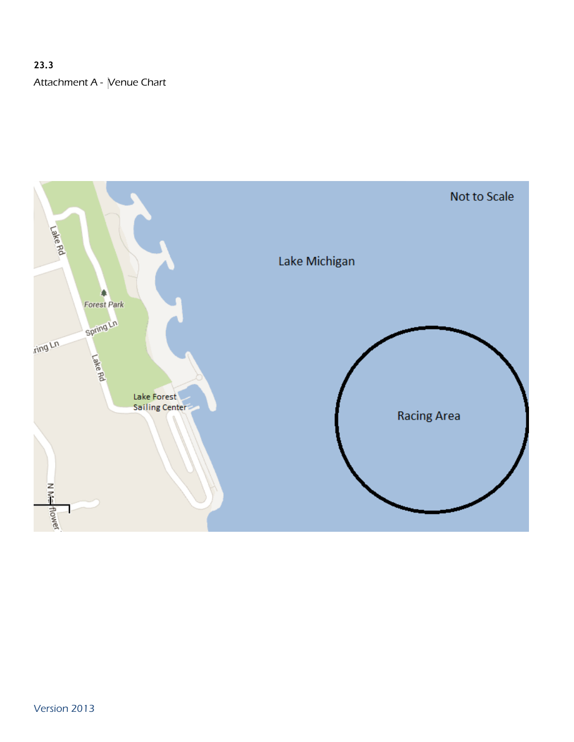**23.3**

Attachment A - Venue Chart

Not to Scale

Lake Michigan

Racing Area

Lake Rd

Forest Park

Spring Ln

ring Ln

Lake Rd

Lake Forest Sailing Center

N Mayflower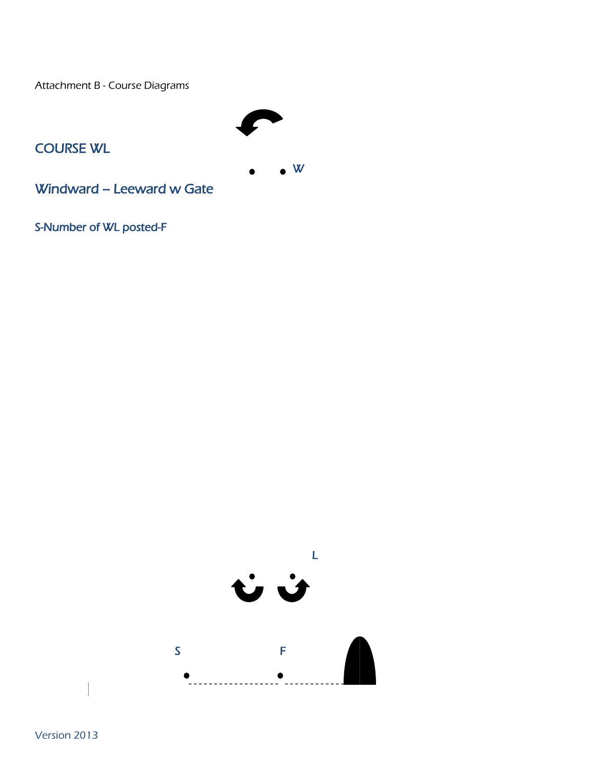Attachment B - Course Diagrams

## COURSE WL

W

## Windward – Leeward w Gate

### S-Number of WL posted-F

L

S

F